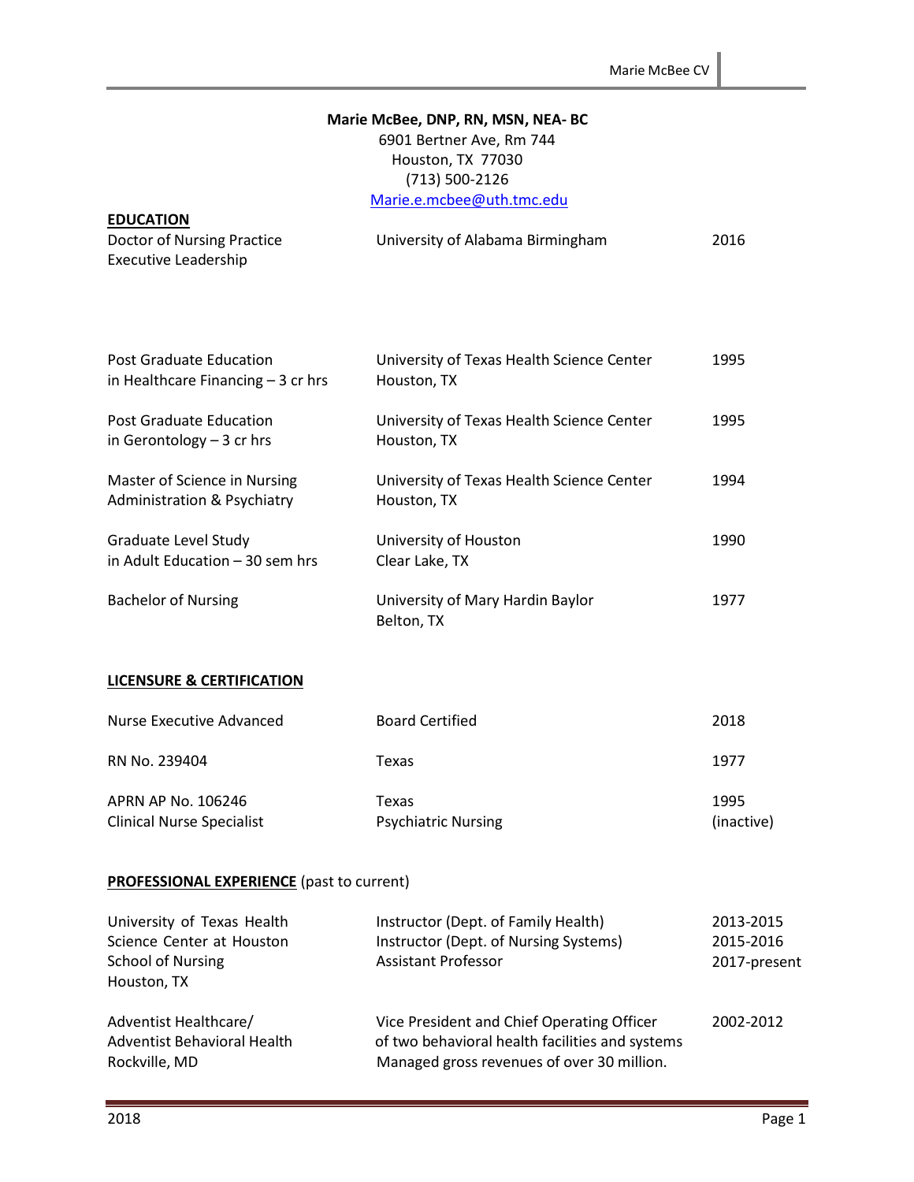**Marie McBee, DNP, RN, MSN, NEA- BC**
6901 Bertner Ave, Rm 744
Houston, TX 77030
(713) 500-2126
Marie.e.mcbee@uth.tmc.edu

## EDUCATION

| | | |
|---|---|---|
| Doctor of Nursing Practice Executive Leadership | University of Alabama Birmingham | 2016 |
| Post Graduate Education in Healthcare Financing – 3 cr hrs | University of Texas Health Science Center Houston, TX | 1995 |
| Post Graduate Education in Gerontology – 3 cr hrs | University of Texas Health Science Center Houston, TX | 1995 |
| Master of Science in Nursing Administration & Psychiatry | University of Texas Health Science Center Houston, TX | 1994 |
| Graduate Level Study in Adult Education – 30 sem hrs | University of Houston Clear Lake, TX | 1990 |
| Bachelor of Nursing | University of Mary Hardin Baylor Belton, TX | 1977 |

## LICENSURE & CERTIFICATION

| | | |
|---|---|---|
| Nurse Executive Advanced | Board Certified | 2018 |
| RN No. 239404 | Texas | 1977 |
| APRN AP No. 106246 Clinical Nurse Specialist | Texas Psychiatric Nursing | 1995 (inactive) |

## PROFESSIONAL EXPERIENCE (past to current)

| | | |
|---|---|---|
| University of Texas Health Science Center at Houston School of Nursing Houston, TX | Instructor (Dept. of Family Health)<br>Instructor (Dept. of Nursing Systems)<br>Assistant Professor | 2013-2015<br>2015-2016<br>2017-present |
| Adventist Healthcare/ Adventist Behavioral Health Rockville, MD | Vice President and Chief Operating Officer of two behavioral health facilities and systems Managed gross revenues of over 30 million. | 2002-2012 |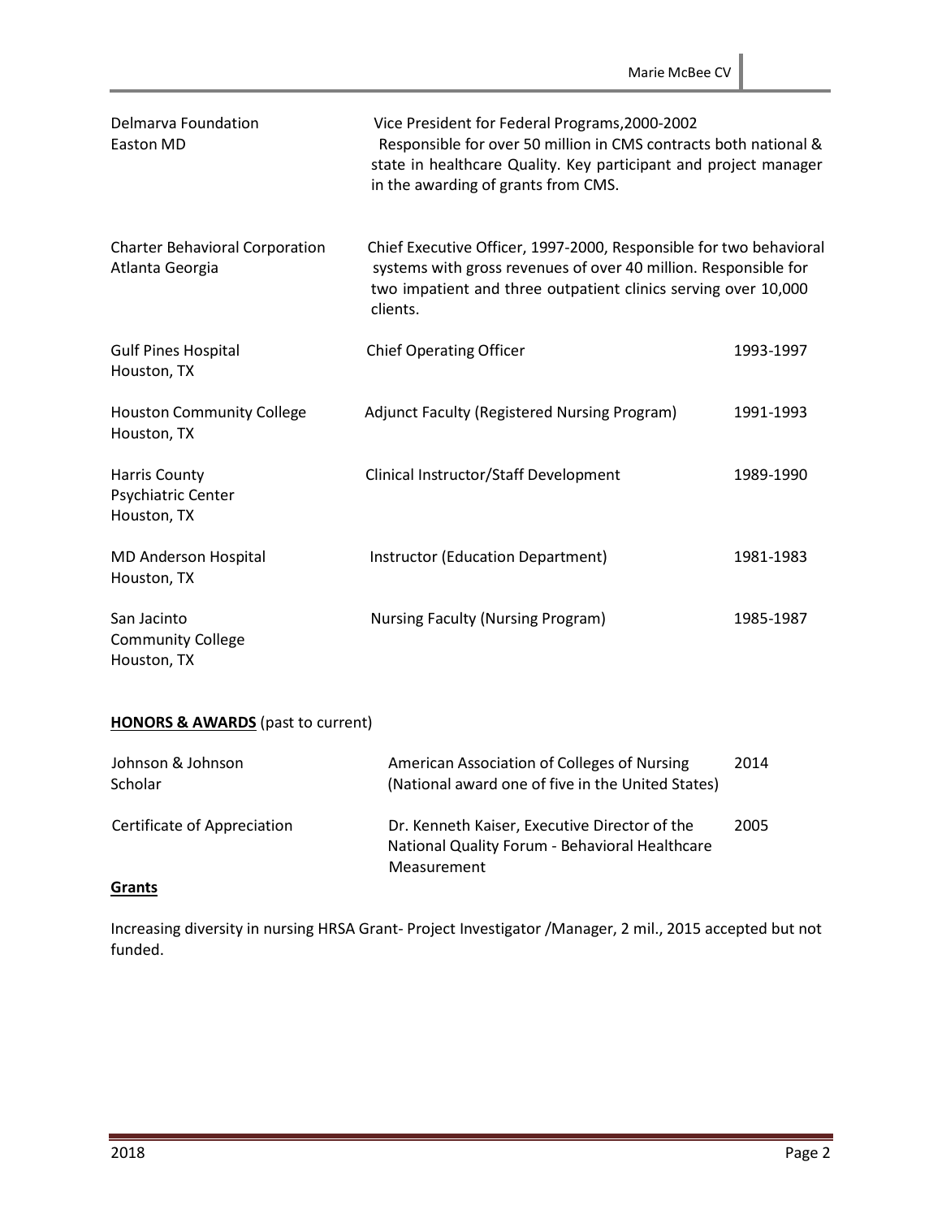| | | |
|---|---|---|
| Delmarva Foundation<br>Easton MD | Vice President for Federal Programs,2000-2002<br>Responsible for over 50 million in CMS contracts both national & state in healthcare Quality. Key participant and project manager in the awarding of grants from CMS. | |
| Charter Behavioral Corporation<br>Atlanta Georgia | Chief Executive Officer, 1997-2000, Responsible for two behavioral systems with gross revenues of over 40 million. Responsible for two impatient and three outpatient clinics serving over 10,000 clients. | |
| Gulf Pines Hospital<br>Houston, TX | Chief Operating Officer | 1993-1997 |
| Houston Community College<br>Houston, TX | Adjunct Faculty (Registered Nursing Program) | 1991-1993 |
| Harris County<br>Psychiatric Center<br>Houston, TX | Clinical Instructor/Staff Development | 1989-1990 |
| MD Anderson Hospital<br>Houston, TX | Instructor (Education Department) | 1981-1983 |
| San Jacinto<br>Community College<br>Houston, TX | Nursing Faculty (Nursing Program) | 1985-1987 |

**HONORS & AWARDS** (past to current)

| | | |
|---|---|---|
| Johnson & Johnson Scholar | American Association of Colleges of Nursing (National award one of five in the United States) | 2014 |
| Certificate of Appreciation | Dr. Kenneth Kaiser, Executive Director of the National Quality Forum - Behavioral Healthcare Measurement | 2005 |

**Grants**

Increasing diversity in nursing HRSA Grant- Project Investigator /Manager, 2 mil., 2015 accepted but not funded.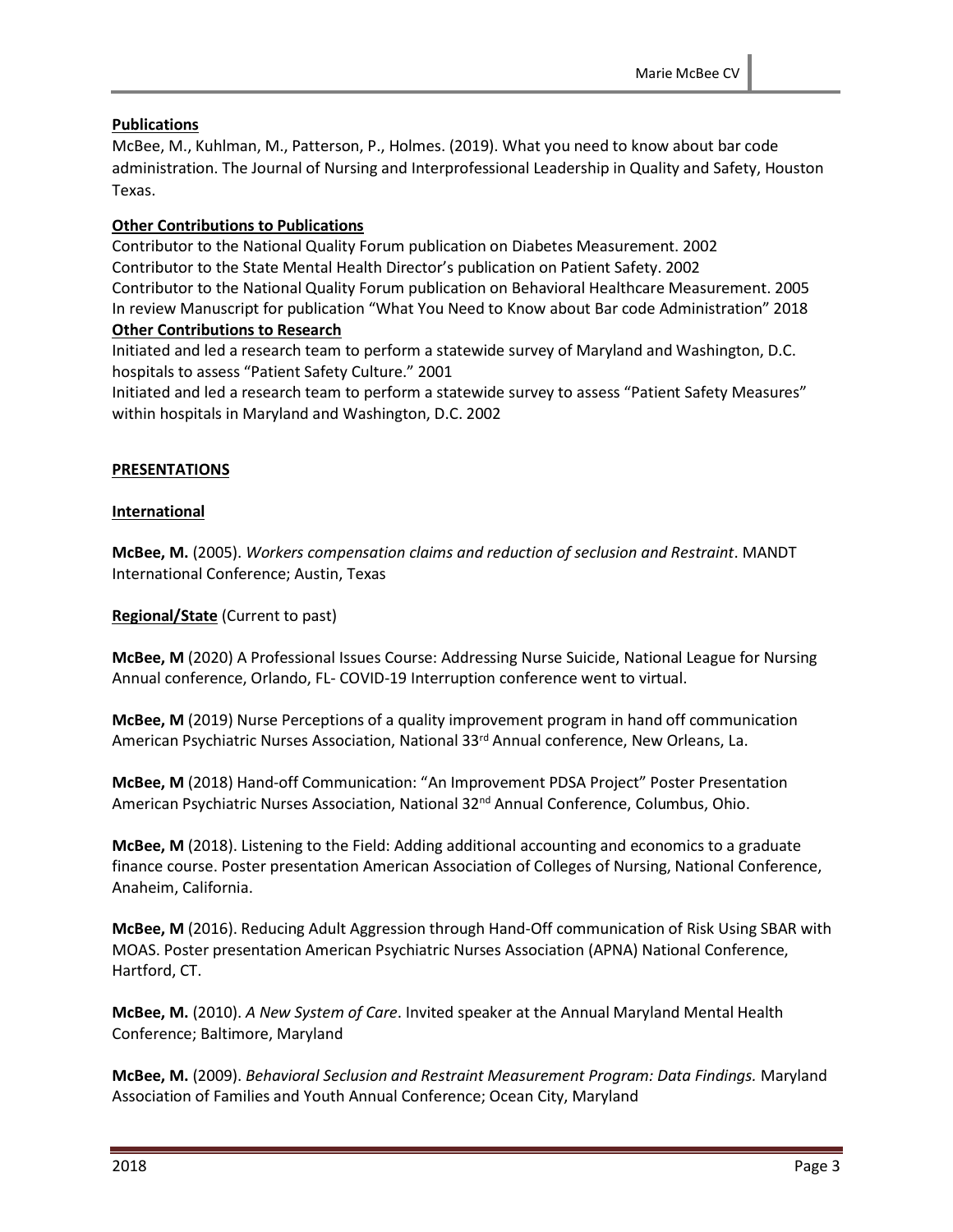**Publications**

McBee, M., Kuhlman, M., Patterson, P., Holmes. (2019). What you need to know about bar code administration. The Journal of Nursing and Interprofessional Leadership in Quality and Safety, Houston Texas.

**Other Contributions to Publications**

Contributor to the National Quality Forum publication on Diabetes Measurement. 2002
Contributor to the State Mental Health Director's publication on Patient Safety. 2002
Contributor to the National Quality Forum publication on Behavioral Healthcare Measurement. 2005
In review Manuscript for publication "What You Need to Know about Bar code Administration" 2018

**Other Contributions to Research**

Initiated and led a research team to perform a statewide survey of Maryland and Washington, D.C. hospitals to assess "Patient Safety Culture." 2001
Initiated and led a research team to perform a statewide survey to assess "Patient Safety Measures" within hospitals in Maryland and Washington, D.C. 2002

**PRESENTATIONS**

**International**

**McBee, M.** (2005). *Workers compensation claims and reduction of seclusion and Restraint*. MANDT International Conference; Austin, Texas

**Regional/State** (Current to past)

**McBee, M** (2020) A Professional Issues Course: Addressing Nurse Suicide, National League for Nursing Annual conference, Orlando, FL- COVID-19 Interruption conference went to virtual.

**McBee, M** (2019) Nurse Perceptions of a quality improvement program in hand off communication American Psychiatric Nurses Association, National 33rd Annual conference, New Orleans, La.

**McBee, M** (2018) Hand-off Communication: "An Improvement PDSA Project" Poster Presentation American Psychiatric Nurses Association, National 32nd Annual Conference, Columbus, Ohio.

**McBee, M** (2018). Listening to the Field: Adding additional accounting and economics to a graduate finance course. Poster presentation American Association of Colleges of Nursing, National Conference, Anaheim, California.

**McBee, M** (2016). Reducing Adult Aggression through Hand-Off communication of Risk Using SBAR with MOAS. Poster presentation American Psychiatric Nurses Association (APNA) National Conference, Hartford, CT.

**McBee, M.** (2010). *A New System of Care*. Invited speaker at the Annual Maryland Mental Health Conference; Baltimore, Maryland

**McBee, M.** (2009). *Behavioral Seclusion and Restraint Measurement Program: Data Findings.* Maryland Association of Families and Youth Annual Conference; Ocean City, Maryland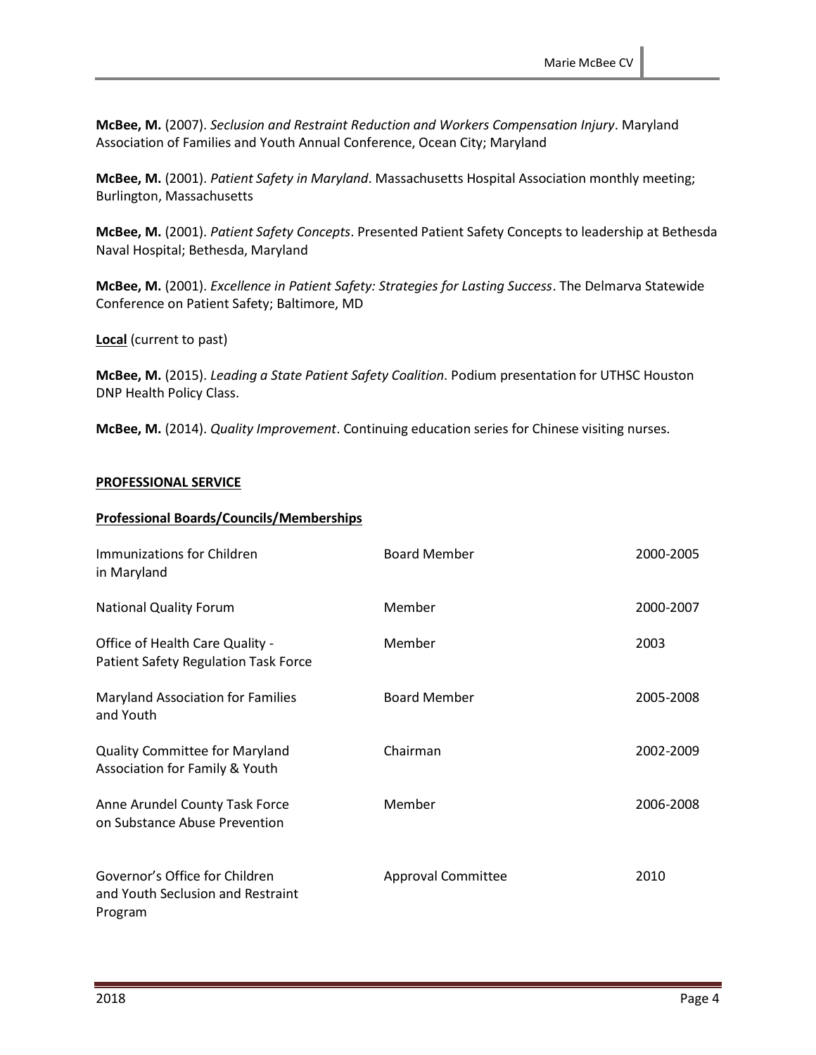**McBee, M.** (2007). *Seclusion and Restraint Reduction and Workers Compensation Injury*. Maryland Association of Families and Youth Annual Conference, Ocean City; Maryland

**McBee, M.** (2001). *Patient Safety in Maryland*. Massachusetts Hospital Association monthly meeting; Burlington, Massachusetts

**McBee, M.** (2001). *Patient Safety Concepts*. Presented Patient Safety Concepts to leadership at Bethesda Naval Hospital; Bethesda, Maryland

**McBee, M.** (2001). *Excellence in Patient Safety: Strategies for Lasting Success*. The Delmarva Statewide Conference on Patient Safety; Baltimore, MD

**Local** (current to past)

**McBee, M.** (2015). *Leading a State Patient Safety Coalition*. Podium presentation for UTHSC Houston DNP Health Policy Class.

**McBee, M.** (2014). *Quality Improvement*. Continuing education series for Chinese visiting nurses.

## PROFESSIONAL SERVICE

### Professional Boards/Councils/Memberships

| | | |
|---|---|---|
| Immunizations for Children in Maryland | Board Member | 2000-2005 |
| National Quality Forum | Member | 2000-2007 |
| Office of Health Care Quality - Patient Safety Regulation Task Force | Member | 2003 |
| Maryland Association for Families and Youth | Board Member | 2005-2008 |
| Quality Committee for Maryland Association for Family & Youth | Chairman | 2002-2009 |
| Anne Arundel County Task Force on Substance Abuse Prevention | Member | 2006-2008 |
| Governor's Office for Children and Youth Seclusion and Restraint Program | Approval Committee | 2010 |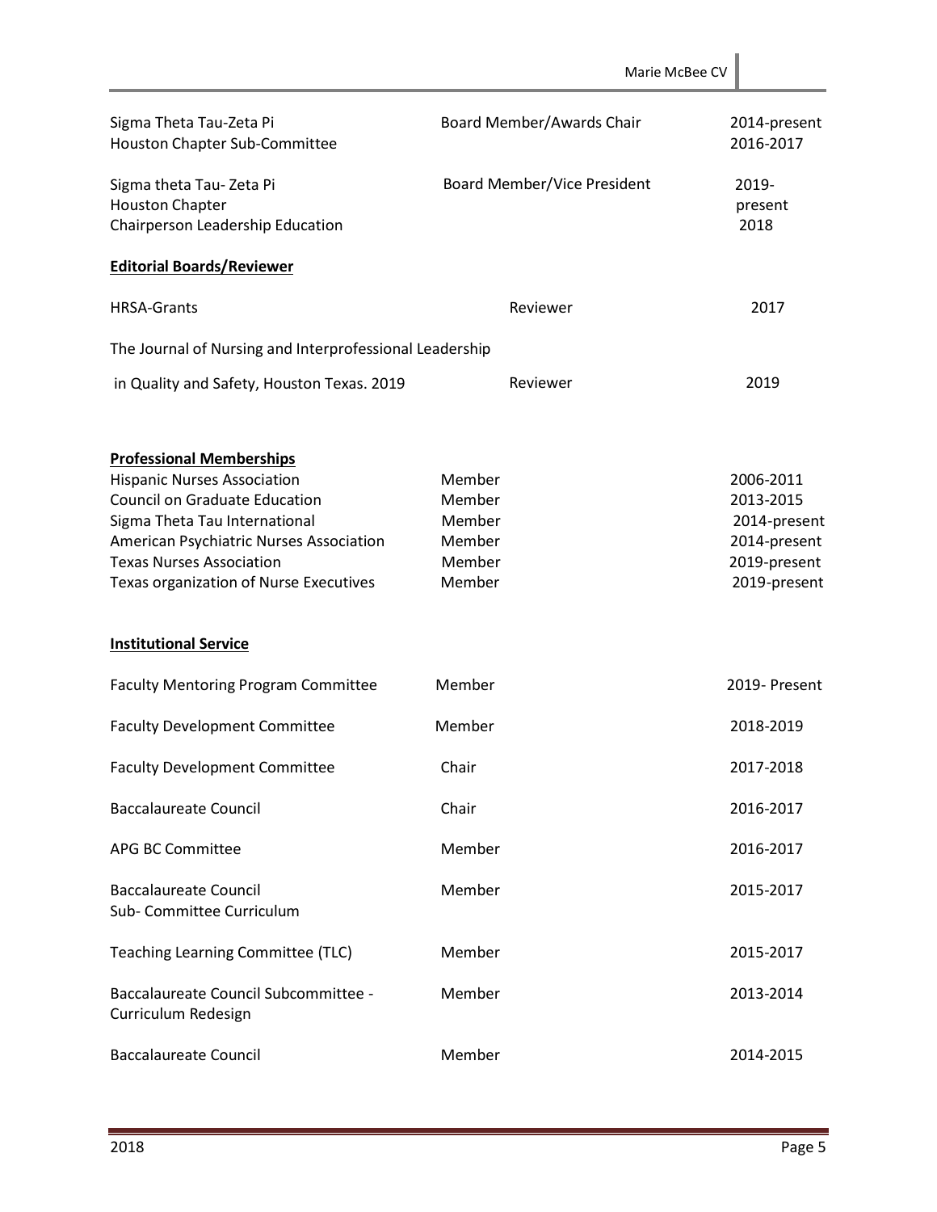| | | |
|---|---|---|
| Sigma Theta Tau-Zeta Pi<br>Houston Chapter Sub-Committee | Board Member/Awards Chair | 2014-present<br>2016-2017 |
| Sigma theta Tau- Zeta Pi<br>Houston Chapter<br>Chairperson Leadership Education | Board Member/Vice President | 2019-<br>present<br>2018 |

**Editorial Boards/Reviewer**

| | | |
|---|---|---|
| HRSA-Grants | Reviewer | 2017 |
| The Journal of Nursing and Interprofessional Leadership in Quality and Safety, Houston Texas. 2019 | Reviewer | 2019 |

**Professional Memberships**

| | | |
|---|---|---|
| Hispanic Nurses Association | Member | 2006-2011 |
| Council on Graduate Education | Member | 2013-2015 |
| Sigma Theta Tau International | Member | 2014-present |
| American Psychiatric Nurses Association | Member | 2014-present |
| Texas Nurses Association | Member | 2019-present |
| Texas organization of Nurse Executives | Member | 2019-present |

**Institutional Service**

| | | |
|---|---|---|
| Faculty Mentoring Program Committee | Member | 2019- Present |
| Faculty Development Committee | Member | 2018-2019 |
| Faculty Development Committee | Chair | 2017-2018 |
| Baccalaureate Council | Chair | 2016-2017 |
| APG BC Committee | Member | 2016-2017 |
| Baccalaureate Council<br>Sub- Committee Curriculum | Member | 2015-2017 |
| Teaching Learning Committee (TLC) | Member | 2015-2017 |
| Baccalaureate Council Subcommittee - Curriculum Redesign | Member | 2013-2014 |
| Baccalaureate Council | Member | 2014-2015 |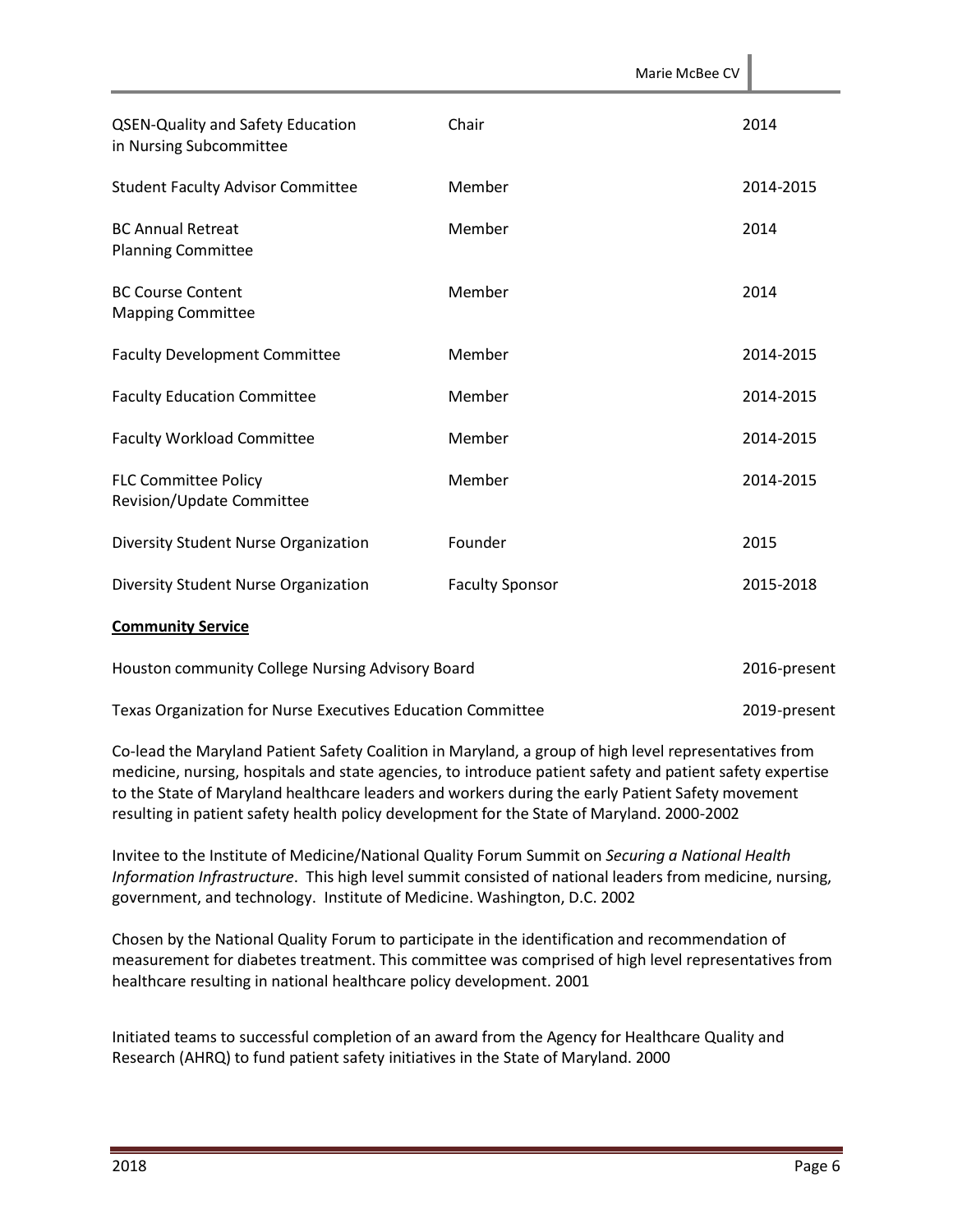| | | |
|---|---|---|
| QSEN-Quality and Safety Education in Nursing Subcommittee | Chair | 2014 |
| Student Faculty Advisor Committee | Member | 2014-2015 |
| BC Annual Retreat Planning Committee | Member | 2014 |
| BC Course Content Mapping Committee | Member | 2014 |
| Faculty Development Committee | Member | 2014-2015 |
| Faculty Education Committee | Member | 2014-2015 |
| Faculty Workload Committee | Member | 2014-2015 |
| FLC Committee Policy Revision/Update Committee | Member | 2014-2015 |
| Diversity Student Nurse Organization | Founder | 2015 |
| Diversity Student Nurse Organization | Faculty Sponsor | 2015-2018 |

**<u>Community Service</u>**

| | |
|---|---|
| Houston community College Nursing Advisory Board | 2016-present |
| Texas Organization for Nurse Executives Education Committee | 2019-present |

Co-lead the Maryland Patient Safety Coalition in Maryland, a group of high level representatives from medicine, nursing, hospitals and state agencies, to introduce patient safety and patient safety expertise to the State of Maryland healthcare leaders and workers during the early Patient Safety movement resulting in patient safety health policy development for the State of Maryland. 2000-2002

Invitee to the Institute of Medicine/National Quality Forum Summit on *Securing a National Health Information Infrastructure*. This high level summit consisted of national leaders from medicine, nursing, government, and technology. Institute of Medicine. Washington, D.C. 2002

Chosen by the National Quality Forum to participate in the identification and recommendation of measurement for diabetes treatment. This committee was comprised of high level representatives from healthcare resulting in national healthcare policy development. 2001

Initiated teams to successful completion of an award from the Agency for Healthcare Quality and Research (AHRQ) to fund patient safety initiatives in the State of Maryland. 2000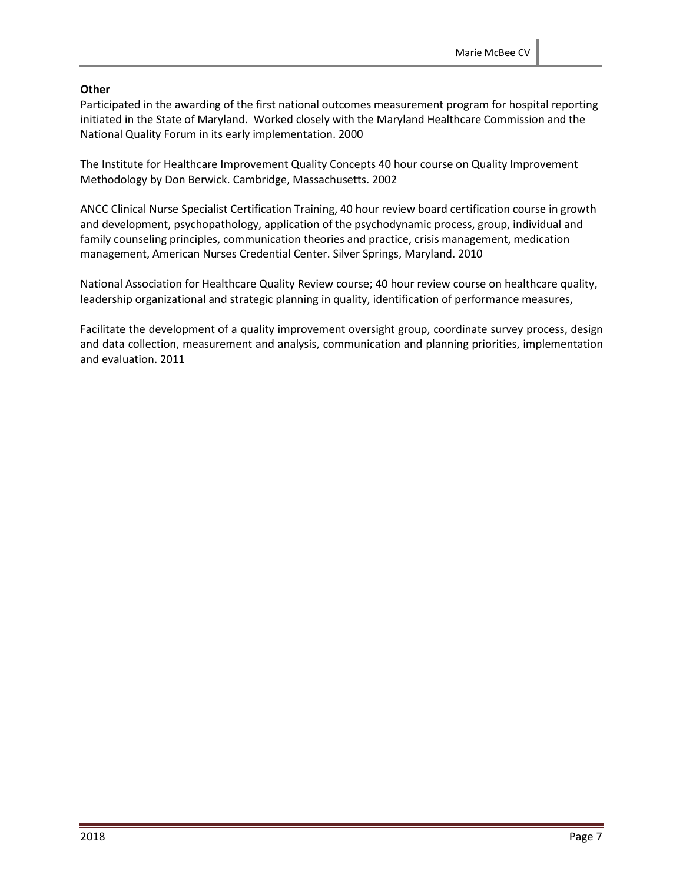**Other**

Participated in the awarding of the first national outcomes measurement program for hospital reporting initiated in the State of Maryland. Worked closely with the Maryland Healthcare Commission and the National Quality Forum in its early implementation. 2000

The Institute for Healthcare Improvement Quality Concepts 40 hour course on Quality Improvement Methodology by Don Berwick. Cambridge, Massachusetts. 2002

ANCC Clinical Nurse Specialist Certification Training, 40 hour review board certification course in growth and development, psychopathology, application of the psychodynamic process, group, individual and family counseling principles, communication theories and practice, crisis management, medication management, American Nurses Credential Center. Silver Springs, Maryland. 2010

National Association for Healthcare Quality Review course; 40 hour review course on healthcare quality, leadership organizational and strategic planning in quality, identification of performance measures,

Facilitate the development of a quality improvement oversight group, coordinate survey process, design and data collection, measurement and analysis, communication and planning priorities, implementation and evaluation. 2011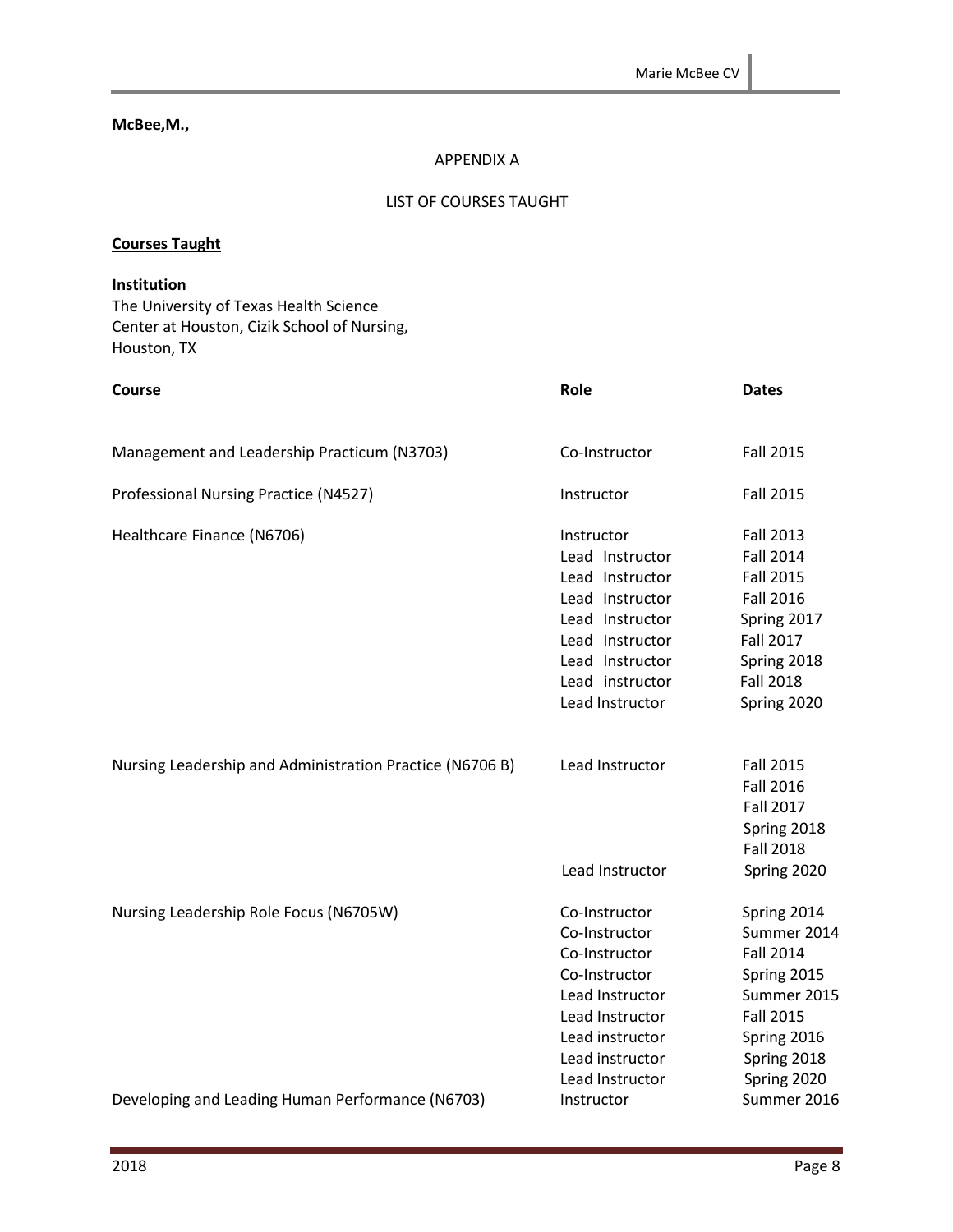**McBee,M.,**

APPENDIX A

LIST OF COURSES TAUGHT

**Courses Taught**

**Institution**
The University of Texas Health Science Center at Houston, Cizik School of Nursing, Houston, TX

| Course | Role | Dates |
|---|---|---|
| Management and Leadership Practicum (N3703) | Co-Instructor | Fall 2015 |
| Professional Nursing Practice (N4527) | Instructor | Fall 2015 |
| Healthcare Finance (N6706) | Instructor | Fall 2013 |
| | Lead Instructor | Fall 2014 |
| | Lead Instructor | Fall 2015 |
| | Lead Instructor | Fall 2016 |
| | Lead Instructor | Spring 2017 |
| | Lead Instructor | Fall 2017 |
| | Lead Instructor | Spring 2018 |
| | Lead instructor | Fall 2018 |
| | Lead Instructor | Spring 2020 |
| Nursing Leadership and Administration Practice (N6706 B) | Lead Instructor | Fall 2015 |
| | | Fall 2016 |
| | | Fall 2017 |
| | | Spring 2018 |
| | | Fall 2018 |
| | Lead Instructor | Spring 2020 |
| Nursing Leadership Role Focus (N6705W) | Co-Instructor | Spring 2014 |
| | Co-Instructor | Summer 2014 |
| | Co-Instructor | Fall 2014 |
| | Co-Instructor | Spring 2015 |
| | Lead Instructor | Summer 2015 |
| | Lead Instructor | Fall 2015 |
| | Lead instructor | Spring 2016 |
| | Lead instructor | Spring 2018 |
| | Lead Instructor | Spring 2020 |
| Developing and Leading Human Performance (N6703) | Instructor | Summer 2016 |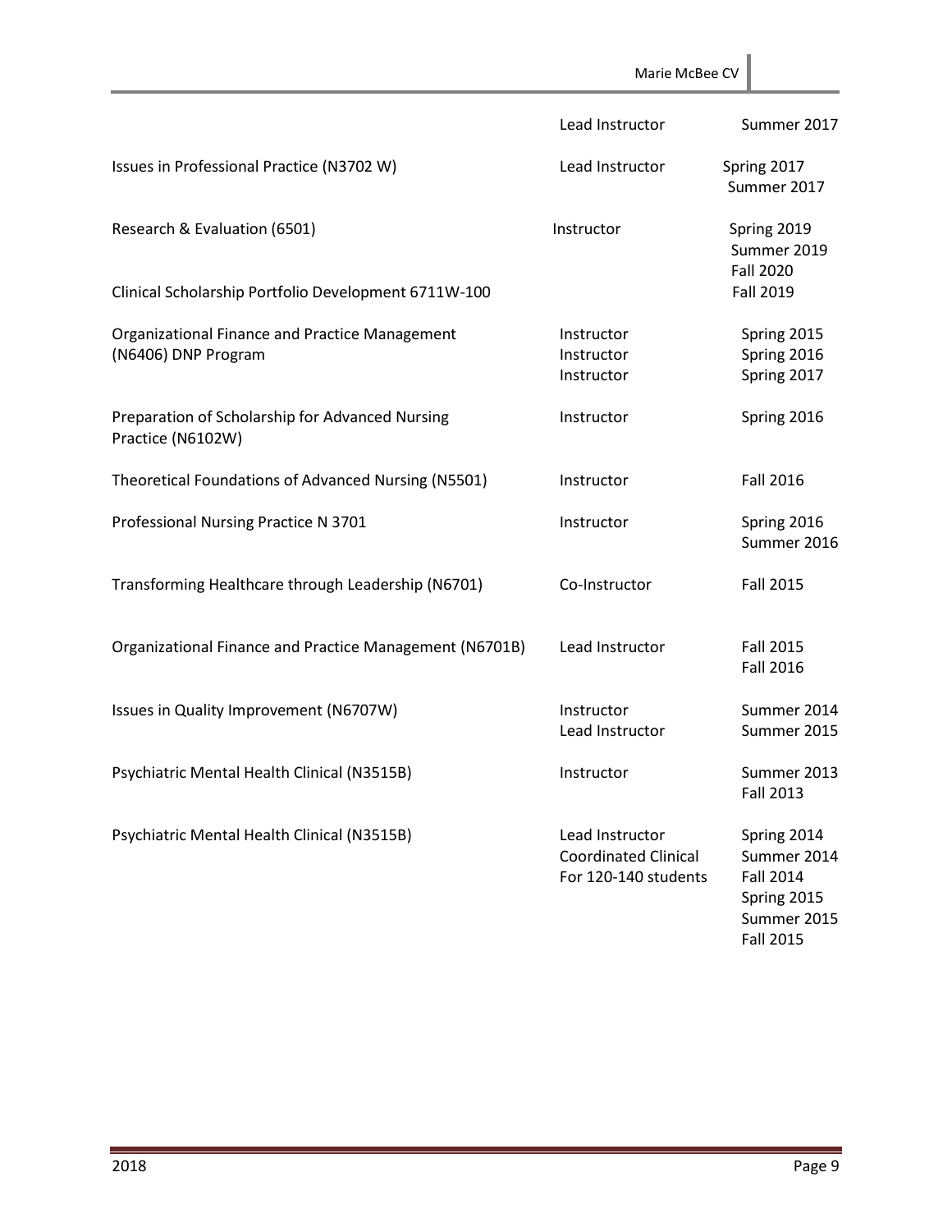| | | |
|---|---|---|
| | Lead Instructor | Summer 2017 |
| Issues in Professional Practice (N3702 W) | Lead Instructor | Spring 2017<br>Summer 2017 |
| Research & Evaluation (6501) | Instructor | Spring 2019<br>Summer 2019<br>Fall 2020 |
| Clinical Scholarship Portfolio Development 6711W-100 | | Fall 2019 |
| Organizational Finance and Practice Management (N6406) DNP Program | Instructor<br>Instructor<br>Instructor | Spring 2015<br>Spring 2016<br>Spring 2017 |
| Preparation of Scholarship for Advanced Nursing Practice (N6102W) | Instructor | Spring 2016 |
| Theoretical Foundations of Advanced Nursing (N5501) | Instructor | Fall 2016 |
| Professional Nursing Practice N 3701 | Instructor | Spring 2016<br>Summer 2016 |
| Transforming Healthcare through Leadership (N6701) | Co-Instructor | Fall 2015 |
| Organizational Finance and Practice Management (N6701B) | Lead Instructor | Fall 2015<br>Fall 2016 |
| Issues in Quality Improvement (N6707W) | Instructor<br>Lead Instructor | Summer 2014<br>Summer 2015 |
| Psychiatric Mental Health Clinical (N3515B) | Instructor | Summer 2013<br>Fall 2013 |
| Psychiatric Mental Health Clinical (N3515B) | Lead Instructor<br>Coordinated Clinical<br>For 120-140 students | Spring 2014<br>Summer 2014<br>Fall 2014<br>Spring 2015<br>Summer 2015<br>Fall 2015 |